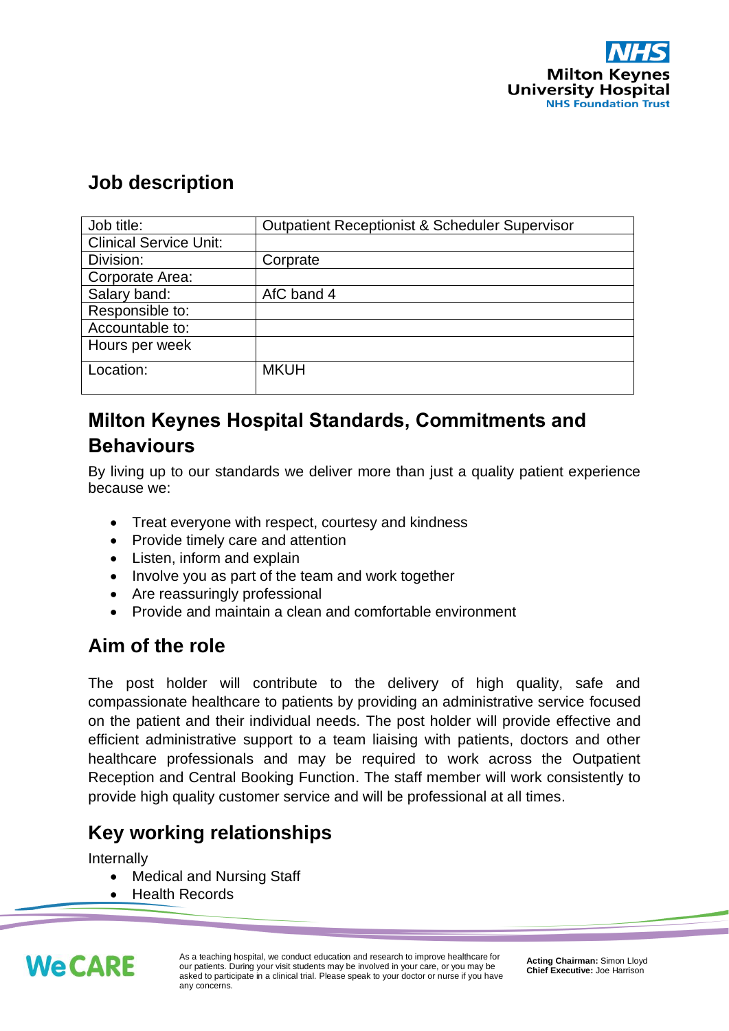# Job description

| Job title: | Outpatient Receptionist & Scheduler Supervisor |
|---|---|
| Clinical Service Unit: | |
| Division: | Corprate |
| Corporate Area: | |
| Salary band: | AfC band 4 |
| Responsible to: | |
| Accountable to: | |
| Hours per week | |
| Location: | MKUH |

## Milton Keynes Hospital Standards, Commitments and Behaviours

By living up to our standards we deliver more than just a quality patient experience because we:

- Treat everyone with respect, courtesy and kindness
- Provide timely care and attention
- Listen, inform and explain
- Involve you as part of the team and work together
- Are reassuringly professional
- Provide and maintain a clean and comfortable environment

## Aim of the role

The post holder will contribute to the delivery of high quality, safe and compassionate healthcare to patients by providing an administrative service focused on the patient and their individual needs. The post holder will provide effective and efficient administrative support to a team liaising with patients, doctors and other healthcare professionals and may be required to work across the Outpatient Reception and Central Booking Function. The staff member will work consistently to provide high quality customer service and will be professional at all times.

## Key working relationships

Internally

- Medical and Nursing Staff
- Health Records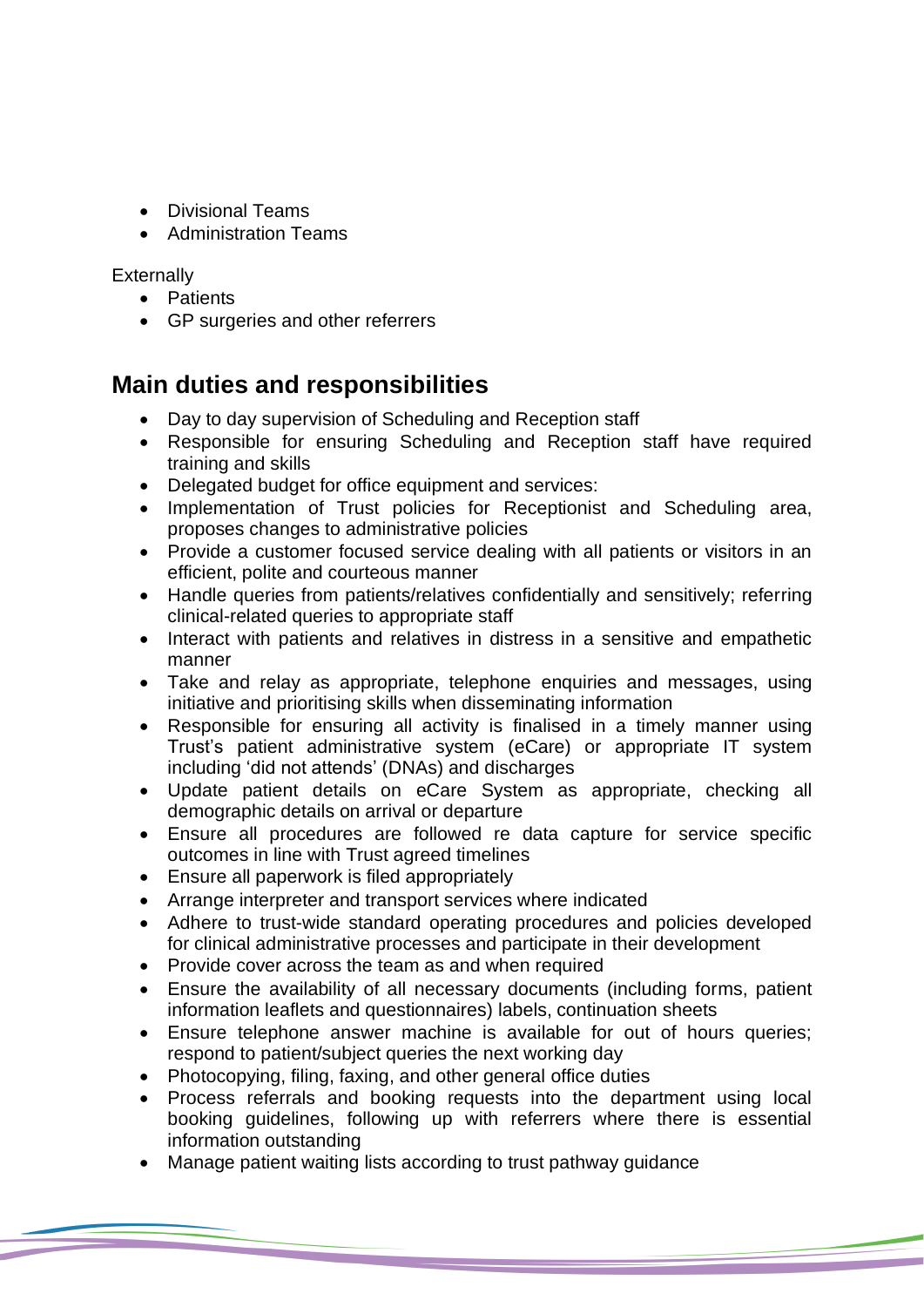- Divisional Teams
- Administration Teams

Externally

- Patients
- GP surgeries and other referrers

## Main duties and responsibilities

- Day to day supervision of Scheduling and Reception staff
- Responsible for ensuring Scheduling and Reception staff have required training and skills
- Delegated budget for office equipment and services:
- Implementation of Trust policies for Receptionist and Scheduling area, proposes changes to administrative policies
- Provide a customer focused service dealing with all patients or visitors in an efficient, polite and courteous manner
- Handle queries from patients/relatives confidentially and sensitively; referring clinical-related queries to appropriate staff
- Interact with patients and relatives in distress in a sensitive and empathetic manner
- Take and relay as appropriate, telephone enquiries and messages, using initiative and prioritising skills when disseminating information
- Responsible for ensuring all activity is finalised in a timely manner using Trust's patient administrative system (eCare) or appropriate IT system including 'did not attends' (DNAs) and discharges
- Update patient details on eCare System as appropriate, checking all demographic details on arrival or departure
- Ensure all procedures are followed re data capture for service specific outcomes in line with Trust agreed timelines
- Ensure all paperwork is filed appropriately
- Arrange interpreter and transport services where indicated
- Adhere to trust-wide standard operating procedures and policies developed for clinical administrative processes and participate in their development
- Provide cover across the team as and when required
- Ensure the availability of all necessary documents (including forms, patient information leaflets and questionnaires) labels, continuation sheets
- Ensure telephone answer machine is available for out of hours queries; respond to patient/subject queries the next working day
- Photocopying, filing, faxing, and other general office duties
- Process referrals and booking requests into the department using local booking guidelines, following up with referrers where there is essential information outstanding
- Manage patient waiting lists according to trust pathway guidance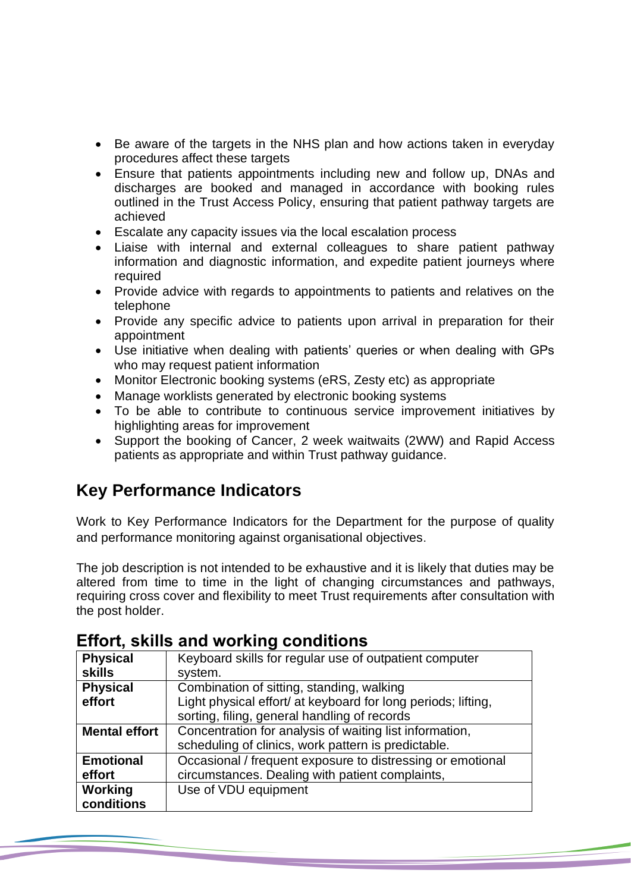- Be aware of the targets in the NHS plan and how actions taken in everyday procedures affect these targets
- Ensure that patients appointments including new and follow up, DNAs and discharges are booked and managed in accordance with booking rules outlined in the Trust Access Policy, ensuring that patient pathway targets are achieved
- Escalate any capacity issues via the local escalation process
- Liaise with internal and external colleagues to share patient pathway information and diagnostic information, and expedite patient journeys where required
- Provide advice with regards to appointments to patients and relatives on the telephone
- Provide any specific advice to patients upon arrival in preparation for their appointment
- Use initiative when dealing with patients' queries or when dealing with GPs who may request patient information
- Monitor Electronic booking systems (eRS, Zesty etc) as appropriate
- Manage worklists generated by electronic booking systems
- To be able to contribute to continuous service improvement initiatives by highlighting areas for improvement
- Support the booking of Cancer, 2 week waitwaits (2WW) and Rapid Access patients as appropriate and within Trust pathway guidance.

## Key Performance Indicators

Work to Key Performance Indicators for the Department for the purpose of quality and performance monitoring against organisational objectives.

The job description is not intended to be exhaustive and it is likely that duties may be altered from time to time in the light of changing circumstances and pathways, requiring cross cover and flexibility to meet Trust requirements after consultation with the post holder.

## Effort, skills and working conditions

| | |
|---|---|
| **Physical skills** | Keyboard skills for regular use of outpatient computer system. |
| **Physical effort** | Combination of sitting, standing, walking<br>Light physical effort/ at keyboard for long periods; lifting, sorting, filing, general handling of records |
| **Mental effort** | Concentration for analysis of waiting list information, scheduling of clinics, work pattern is predictable. |
| **Emotional effort** | Occasional / frequent exposure to distressing or emotional circumstances. Dealing with patient complaints, |
| **Working conditions** | Use of VDU equipment |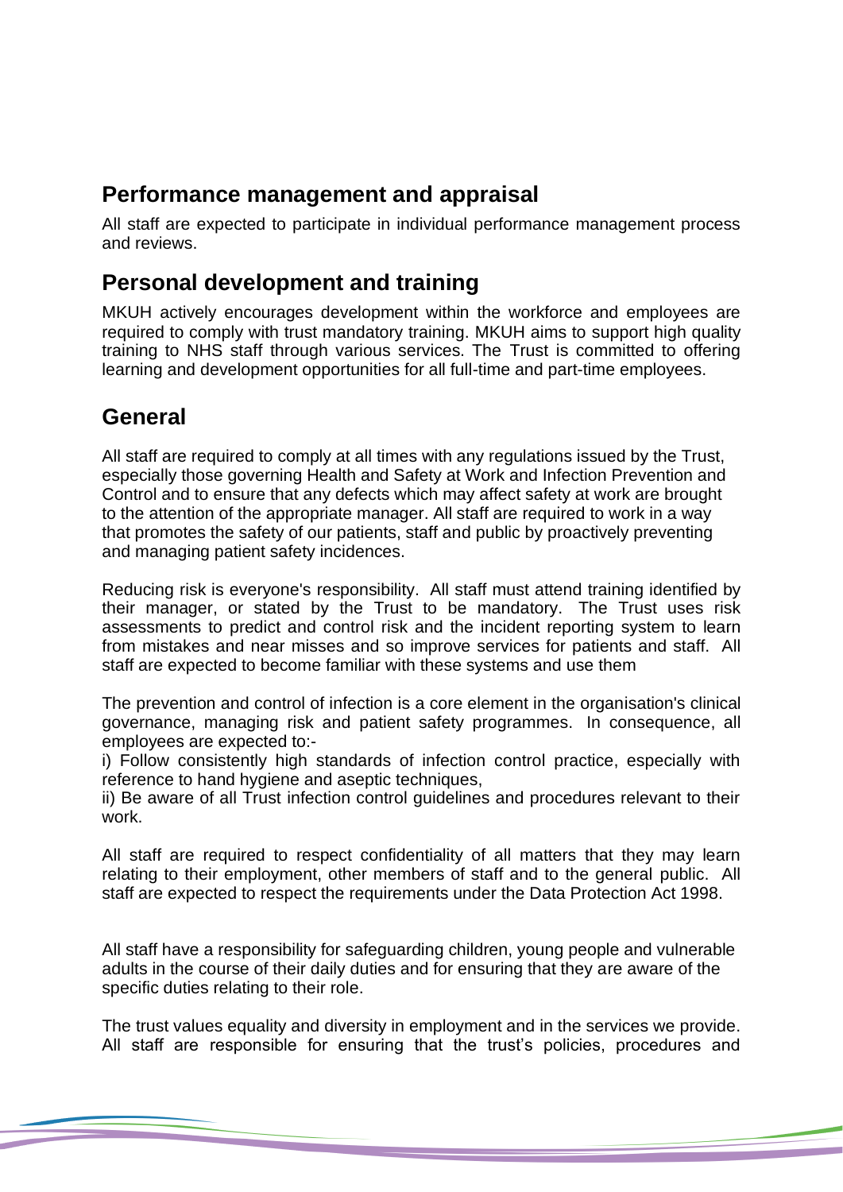## Performance management and appraisal

All staff are expected to participate in individual performance management process and reviews.

## Personal development and training

MKUH actively encourages development within the workforce and employees are required to comply with trust mandatory training. MKUH aims to support high quality training to NHS staff through various services. The Trust is committed to offering learning and development opportunities for all full-time and part-time employees.

## General

All staff are required to comply at all times with any regulations issued by the Trust, especially those governing Health and Safety at Work and Infection Prevention and Control and to ensure that any defects which may affect safety at work are brought to the attention of the appropriate manager. All staff are required to work in a way that promotes the safety of our patients, staff and public by proactively preventing and managing patient safety incidences.

Reducing risk is everyone's responsibility. All staff must attend training identified by their manager, or stated by the Trust to be mandatory. The Trust uses risk assessments to predict and control risk and the incident reporting system to learn from mistakes and near misses and so improve services for patients and staff. All staff are expected to become familiar with these systems and use them

The prevention and control of infection is a core element in the organisation's clinical governance, managing risk and patient safety programmes. In consequence, all employees are expected to:-

i) Follow consistently high standards of infection control practice, especially with reference to hand hygiene and aseptic techniques,

ii) Be aware of all Trust infection control guidelines and procedures relevant to their work.

All staff are required to respect confidentiality of all matters that they may learn relating to their employment, other members of staff and to the general public. All staff are expected to respect the requirements under the Data Protection Act 1998.

All staff have a responsibility for safeguarding children, young people and vulnerable adults in the course of their daily duties and for ensuring that they are aware of the specific duties relating to their role.

The trust values equality and diversity in employment and in the services we provide. All staff are responsible for ensuring that the trust's policies, procedures and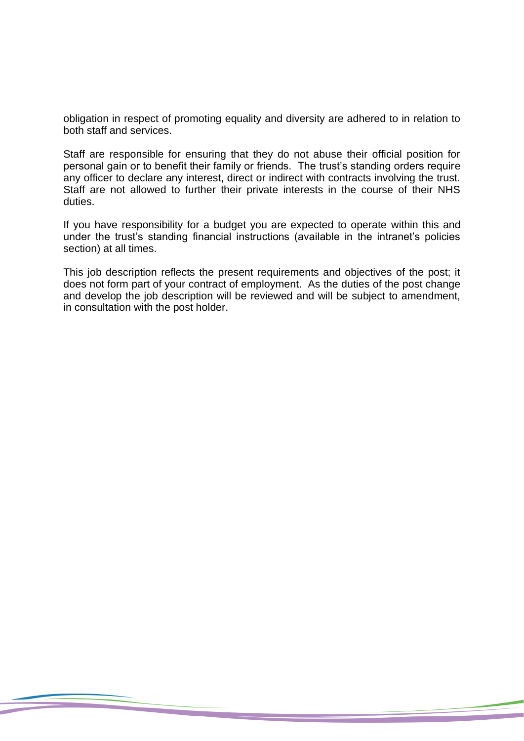obligation in respect of promoting equality and diversity are adhered to in relation to both staff and services.

Staff are responsible for ensuring that they do not abuse their official position for personal gain or to benefit their family or friends. The trust's standing orders require any officer to declare any interest, direct or indirect with contracts involving the trust. Staff are not allowed to further their private interests in the course of their NHS duties.

If you have responsibility for a budget you are expected to operate within this and under the trust's standing financial instructions (available in the intranet's policies section) at all times.

This job description reflects the present requirements and objectives of the post; it does not form part of your contract of employment. As the duties of the post change and develop the job description will be reviewed and will be subject to amendment, in consultation with the post holder.